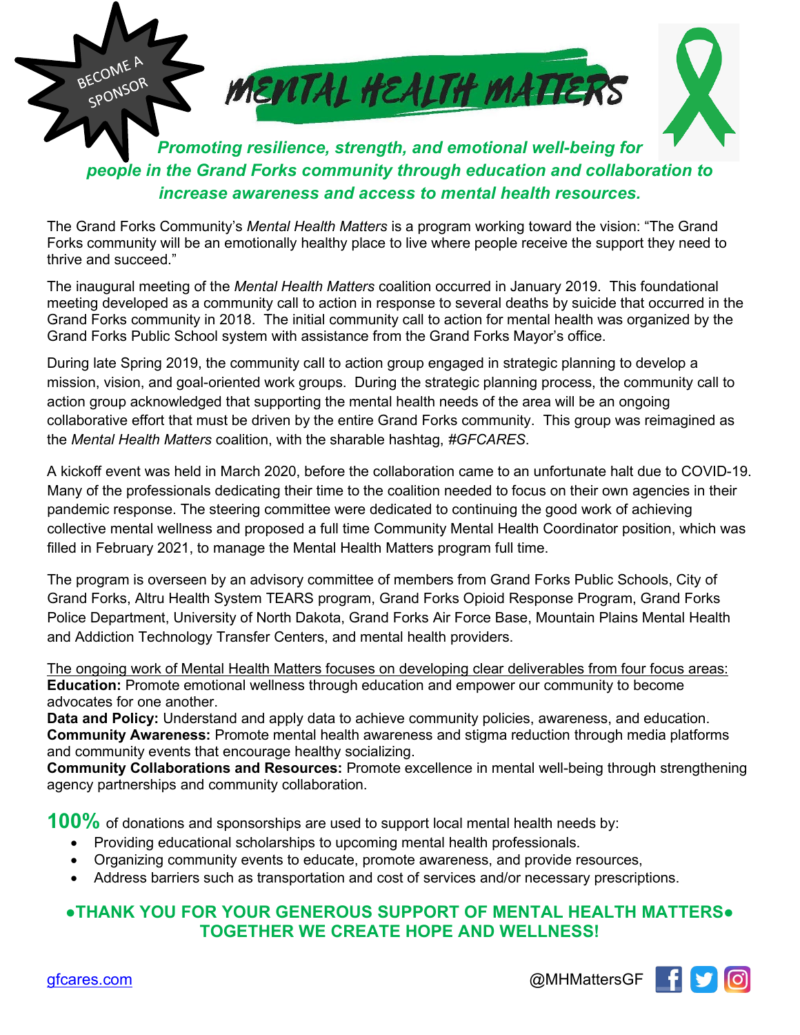BECOME A SPONSOR

# MENTAL HEALTH MATTERS

***Promoting resilience, strength, and emotional well-being for people in the Grand Forks community through education and collaboration to increase awareness and access to mental health resources.***

The Grand Forks Community's *Mental Health Matters* is a program working toward the vision: "The Grand Forks community will be an emotionally healthy place to live where people receive the support they need to thrive and succeed."

The inaugural meeting of the *Mental Health Matters* coalition occurred in January 2019. This foundational meeting developed as a community call to action in response to several deaths by suicide that occurred in the Grand Forks community in 2018. The initial community call to action for mental health was organized by the Grand Forks Public School system with assistance from the Grand Forks Mayor's office.

During late Spring 2019, the community call to action group engaged in strategic planning to develop a mission, vision, and goal-oriented work groups. During the strategic planning process, the community call to action group acknowledged that supporting the mental health needs of the area will be an ongoing collaborative effort that must be driven by the entire Grand Forks community. This group was reimagined as the *Mental Health Matters* coalition, with the sharable hashtag, *#GFCARES*.

A kickoff event was held in March 2020, before the collaboration came to an unfortunate halt due to COVID-19. Many of the professionals dedicating their time to the coalition needed to focus on their own agencies in their pandemic response. The steering committee were dedicated to continuing the good work of achieving collective mental wellness and proposed a full time Community Mental Health Coordinator position, which was filled in February 2021, to manage the Mental Health Matters program full time.

The program is overseen by an advisory committee of members from Grand Forks Public Schools, City of Grand Forks, Altru Health System TEARS program, Grand Forks Opioid Response Program, Grand Forks Police Department, University of North Dakota, Grand Forks Air Force Base, Mountain Plains Mental Health and Addiction Technology Transfer Centers, and mental health providers.

<u>The ongoing work of Mental Health Matters focuses on developing clear deliverables from four focus areas:</u>
**Education:** Promote emotional wellness through education and empower our community to become advocates for one another.
**Data and Policy:** Understand and apply data to achieve community policies, awareness, and education.
**Community Awareness:** Promote mental health awareness and stigma reduction through media platforms and community events that encourage healthy socializing.
**Community Collaborations and Resources:** Promote excellence in mental well-being through strengthening agency partnerships and community collaboration.

**100%** of donations and sponsorships are used to support local mental health needs by:

- Providing educational scholarships to upcoming mental health professionals.
- Organizing community events to educate, promote awareness, and provide resources,
- Address barriers such as transportation and cost of services and/or necessary prescriptions.

**●THANK YOU FOR YOUR GENEROUS SUPPORT OF MENTAL HEALTH MATTERS●**
**TOGETHER WE CREATE HOPE AND WELLNESS!**

gfcares.com

@MHMattersGF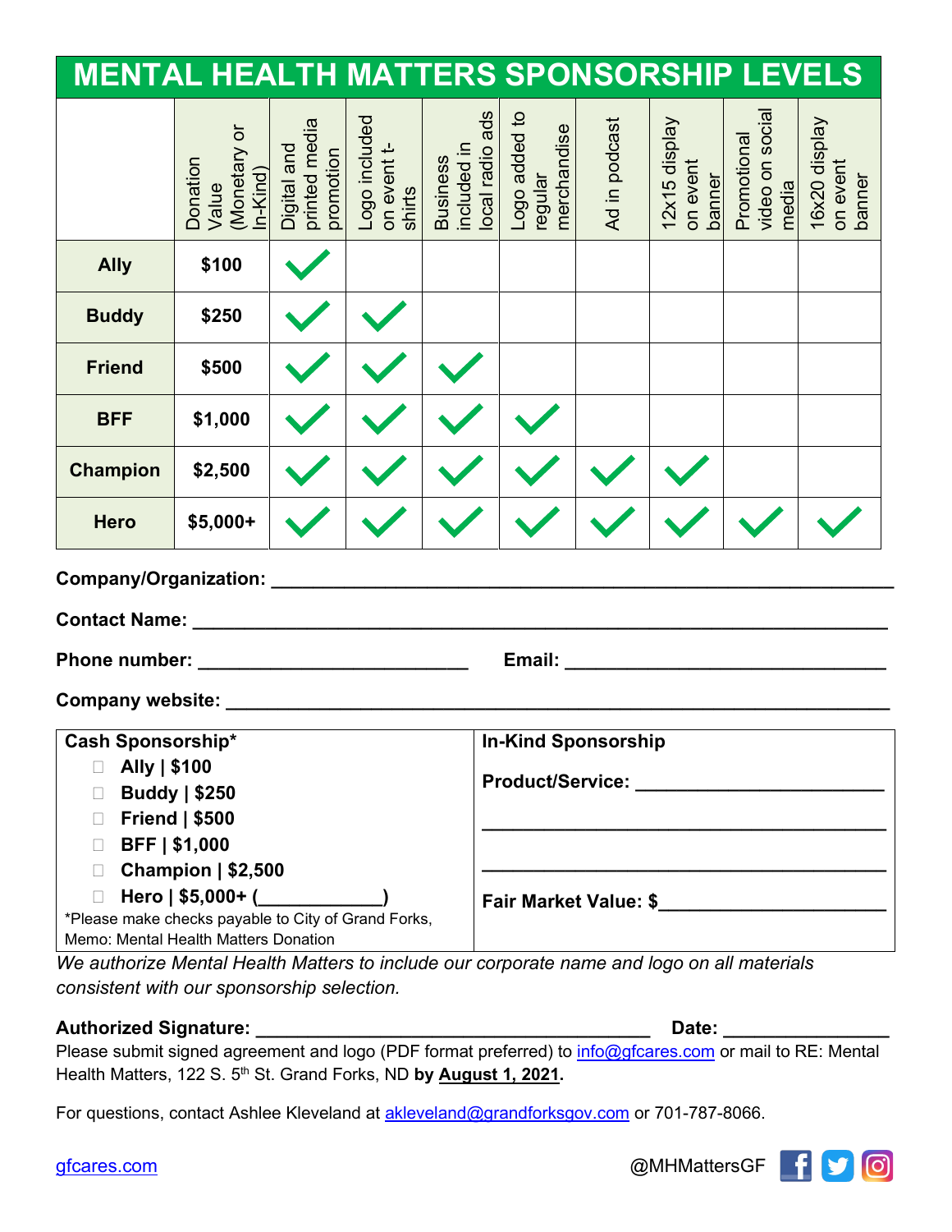# MENTAL HEALTH MATTERS SPONSORSHIP LEVELS

| | Donation Value (Monetary or In-Kind) | Digital and printed media promotion | Logo included on event t-shirts | Business included in local radio ads | Logo added to regular merchandise | Ad in podcast | 12x15 display on event banner | Promotional video on social media | 16x20 display on event banner |
|---|---|---|---|---|---|---|---|---|---|
| **Ally** | **$100** | ✓ | | | | | | | |
| **Buddy** | **$250** | ✓ | ✓ | | | | | | |
| **Friend** | **$500** | ✓ | ✓ | ✓ | | | | | |
| **BFF** | **$1,000** | ✓ | ✓ | ✓ | ✓ | | | | |
| **Champion** | **$2,500** | ✓ | ✓ | ✓ | ✓ | ✓ | ✓ | | |
| **Hero** | **$5,000+** | ✓ | ✓ | ✓ | ✓ | ✓ | ✓ | ✓ | ✓ |

**Company/Organization:** ____________________________________________

**Contact Name:** ____________________________________________

**Phone number:** ____________________ **Email:** ____________________

**Company website:** ____________________________________________

**Cash Sponsorship***

- ☐ **Ally | $100**
- ☐ **Buddy | $250**
- ☐ **Friend | $500**
- ☐ **BFF | $1,000**
- ☐ **Champion | $2,500**
- ☐ **Hero | $5,000+ (____________)**

*Please make checks payable to City of Grand Forks, Memo: Mental Health Matters Donation

**In-Kind Sponsorship**

**Product/Service:** ______________________

________________________________________

________________________________________

**Fair Market Value: $**____________________

*We authorize Mental Health Matters to include our corporate name and logo on all materials consistent with our sponsorship selection.*

**Authorized Signature:** ______________________________ **Date:** ______________

Please submit signed agreement and logo (PDF format preferred) to info@gfcares.com or mail to RE: Mental Health Matters, 122 S. 5th St. Grand Forks, ND **by August 1, 2021**.

For questions, contact Ashlee Kleveland at akleveland@grandforksgov.com or 701-787-8066.

gfcares.com

@MHMattersGF